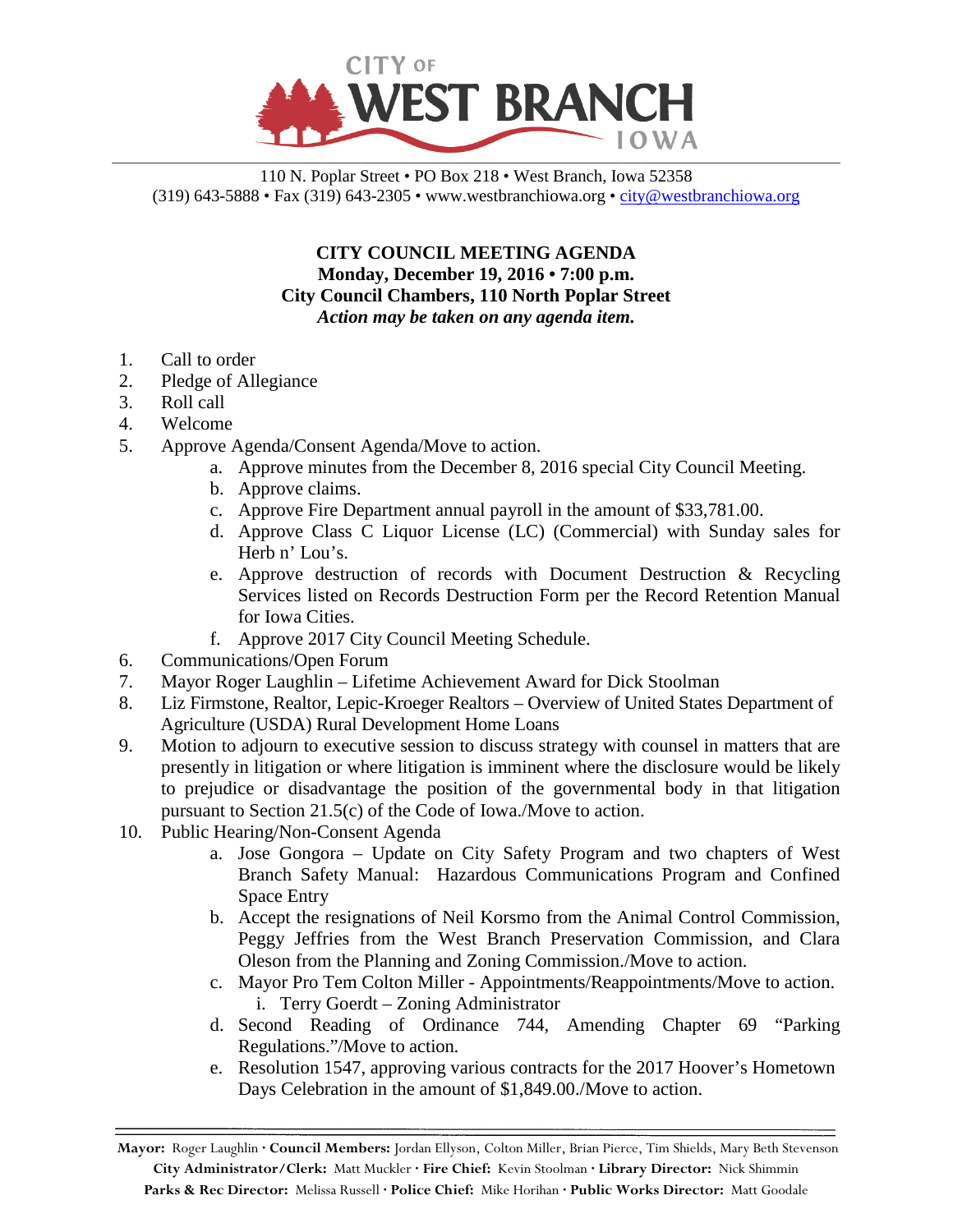CITY OF WEST BRANCH IOWA

110 N. Poplar Street • PO Box 218 • West Branch, Iowa 52358
(319) 643-5888 • Fax (319) 643-2305 • www.westbranchiowa.org • city@westbranchiowa.org

**CITY COUNCIL MEETING AGENDA**
**Monday, December 19, 2016 • 7:00 p.m.**
**City Council Chambers, 110 North Poplar Street**
***Action may be taken on any agenda item.***

1. Call to order
2. Pledge of Allegiance
3. Roll call
4. Welcome
5. Approve Agenda/Consent Agenda/Move to action.
    a. Approve minutes from the December 8, 2016 special City Council Meeting.
    b. Approve claims.
    c. Approve Fire Department annual payroll in the amount of $33,781.00.
    d. Approve Class C Liquor License (LC) (Commercial) with Sunday sales for Herb n' Lou's.
    e. Approve destruction of records with Document Destruction & Recycling Services listed on Records Destruction Form per the Record Retention Manual for Iowa Cities.
    f. Approve 2017 City Council Meeting Schedule.
6. Communications/Open Forum
7. Mayor Roger Laughlin – Lifetime Achievement Award for Dick Stoolman
8. Liz Firmstone, Realtor, Lepic-Kroeger Realtors – Overview of United States Department of Agriculture (USDA) Rural Development Home Loans
9. Motion to adjourn to executive session to discuss strategy with counsel in matters that are presently in litigation or where litigation is imminent where the disclosure would be likely to prejudice or disadvantage the position of the governmental body in that litigation pursuant to Section 21.5(c) of the Code of Iowa./Move to action.
10. Public Hearing/Non-Consent Agenda
    a. Jose Gongora – Update on City Safety Program and two chapters of West Branch Safety Manual: Hazardous Communications Program and Confined Space Entry
    b. Accept the resignations of Neil Korsmo from the Animal Control Commission, Peggy Jeffries from the West Branch Preservation Commission, and Clara Oleson from the Planning and Zoning Commission./Move to action.
    c. Mayor Pro Tem Colton Miller - Appointments/Reappointments/Move to action.
        i. Terry Goerdt – Zoning Administrator
    d. Second Reading of Ordinance 744, Amending Chapter 69 "Parking Regulations."/Move to action.
    e. Resolution 1547, approving various contracts for the 2017 Hoover's Hometown Days Celebration in the amount of $1,849.00./Move to action.

**Mayor:** Roger Laughlin · **Council Members:** Jordan Ellyson, Colton Miller, Brian Pierce, Tim Shields, Mary Beth Stevenson
**City Administrator/Clerk:** Matt Muckler · **Fire Chief:** Kevin Stoolman · **Library Director:** Nick Shimmin
**Parks & Rec Director:** Melissa Russell · **Police Chief:** Mike Horihan · **Public Works Director:** Matt Goodale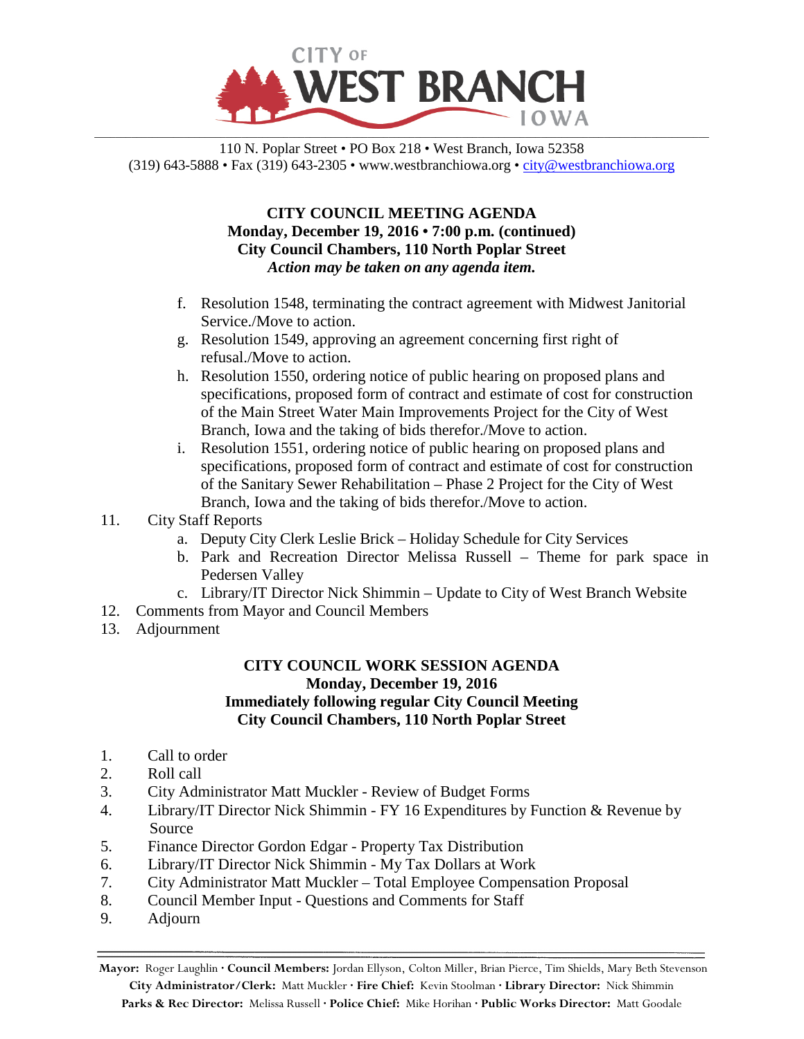CITY OF WEST BRANCH IOWA

110 N. Poplar Street • PO Box 218 • West Branch, Iowa 52358
(319) 643-5888 • Fax (319) 643-2305 • www.westbranchiowa.org • city@westbranchiowa.org

**CITY COUNCIL MEETING AGENDA**
**Monday, December 19, 2016 • 7:00 p.m. (continued)**
**City Council Chambers, 110 North Poplar Street**
***Action may be taken on any agenda item.***

   f. Resolution 1548, terminating the contract agreement with Midwest Janitorial Service./Move to action.
   g. Resolution 1549, approving an agreement concerning first right of refusal./Move to action.
   h. Resolution 1550, ordering notice of public hearing on proposed plans and specifications, proposed form of contract and estimate of cost for construction of the Main Street Water Main Improvements Project for the City of West Branch, Iowa and the taking of bids therefor./Move to action.
   i. Resolution 1551, ordering notice of public hearing on proposed plans and specifications, proposed form of contract and estimate of cost for construction of the Sanitary Sewer Rehabilitation – Phase 2 Project for the City of West Branch, Iowa and the taking of bids therefor./Move to action.

11. City Staff Reports
    a. Deputy City Clerk Leslie Brick – Holiday Schedule for City Services
    b. Park and Recreation Director Melissa Russell – Theme for park space in Pedersen Valley
    c. Library/IT Director Nick Shimmin – Update to City of West Branch Website
12. Comments from Mayor and Council Members
13. Adjournment

**CITY COUNCIL WORK SESSION AGENDA**
**Monday, December 19, 2016**
**Immediately following regular City Council Meeting**
**City Council Chambers, 110 North Poplar Street**

1. Call to order
2. Roll call
3. City Administrator Matt Muckler - Review of Budget Forms
4. Library/IT Director Nick Shimmin - FY 16 Expenditures by Function & Revenue by Source
5. Finance Director Gordon Edgar - Property Tax Distribution
6. Library/IT Director Nick Shimmin - My Tax Dollars at Work
7. City Administrator Matt Muckler – Total Employee Compensation Proposal
8. Council Member Input - Questions and Comments for Staff
9. Adjourn

**Mayor:** Roger Laughlin · **Council Members:** Jordan Ellyson, Colton Miller, Brian Pierce, Tim Shields, Mary Beth Stevenson
**City Administrator/Clerk:** Matt Muckler · **Fire Chief:** Kevin Stoolman · **Library Director:** Nick Shimmin
**Parks & Rec Director:** Melissa Russell · **Police Chief:** Mike Horihan · **Public Works Director:** Matt Goodale